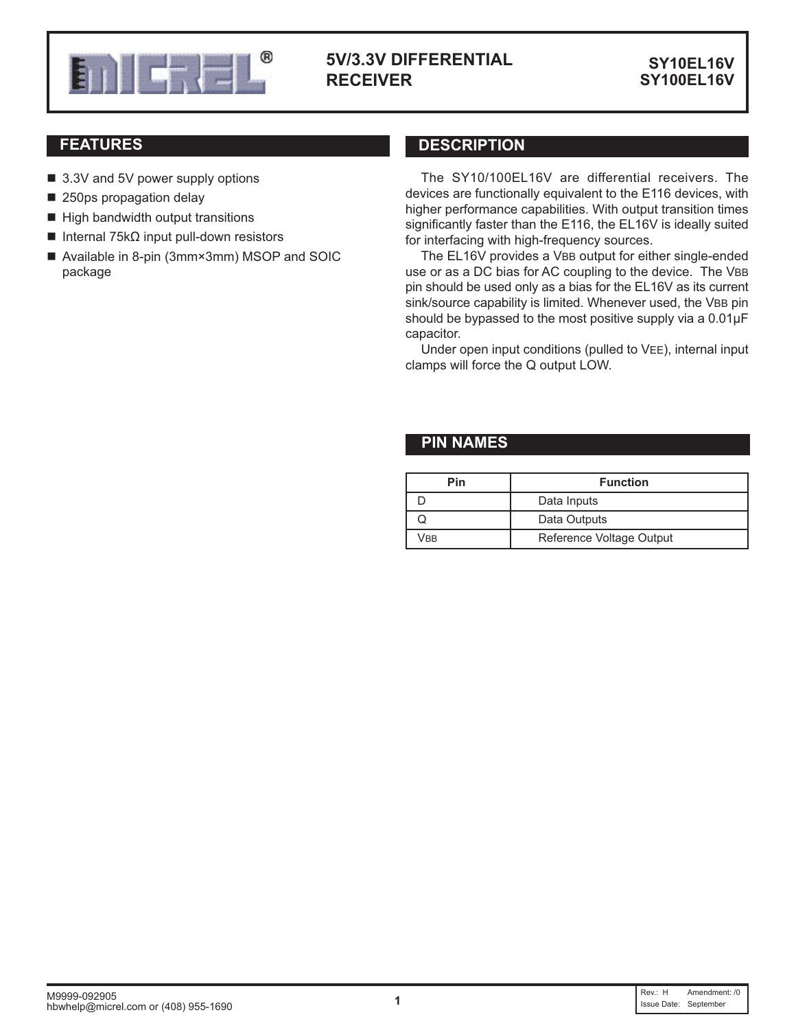# 5V/3.3V DIFFERENTIAL RECEIVER

**SY10EL16V**
**SY100EL16V**

## FEATURES

- 3.3V and 5V power supply options
- 250ps propagation delay
- High bandwidth output transitions
- Internal 75kΩ input pull-down resistors
- Available in 8-pin (3mm×3mm) MSOP and SOIC package

## DESCRIPTION

The SY10/100EL16V are differential receivers. The devices are functionally equivalent to the E116 devices, with higher performance capabilities. With output transition times significantly faster than the E116, the EL16V is ideally suited for interfacing with high-frequency sources.

The EL16V provides a $V_{BB}$ output for either single-ended use or as a DC bias for AC coupling to the device. The $V_{BB}$ pin should be used only as a bias for the EL16V as its current sink/source capability is limited. Whenever used, the $V_{BB}$ pin should be bypassed to the most positive supply via a 0.01μF capacitor.

Under open input conditions (pulled to $V_{EE}$), internal input clamps will force the Q output LOW.

## PIN NAMES

| Pin | Function |
|---|---|
| D | Data Inputs |
| Q | Data Outputs |
| $V_{BB}$ | Reference Voltage Output |

M9999-092905
hbwhelp@micrel.com or (408) 955-1690

Rev.: H Amendment: /0
Issue Date: September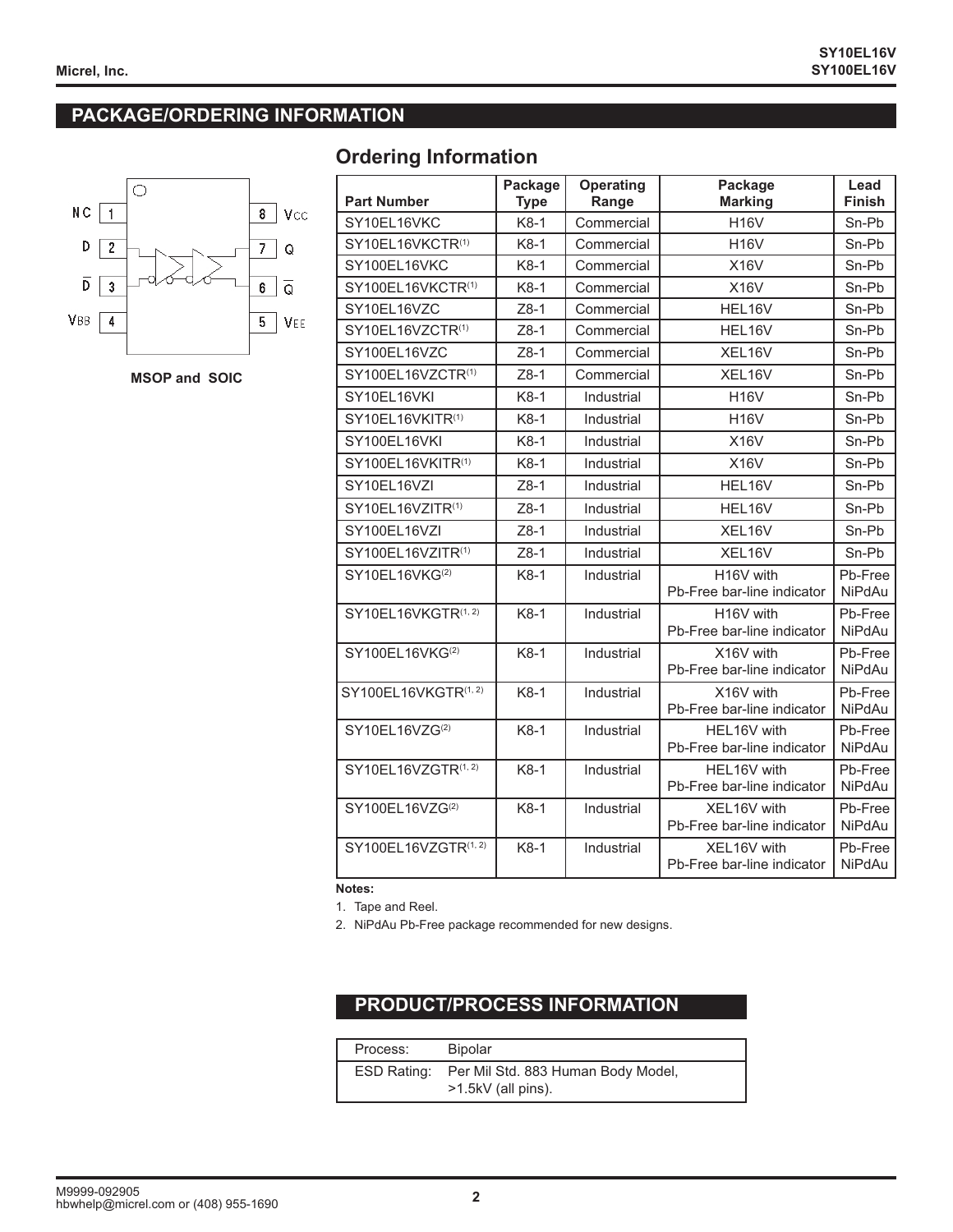## PACKAGE/ORDERING INFORMATION

NC 1 — 8 VCC
D 2 — 7 Q
D̄ 3 — 6 Q̄
VBB 4 — 5 VEE

MSOP and SOIC

### Ordering Information

| Part Number | Package Type | Operating Range | Package Marking | Lead Finish |
|---|---|---|---|---|
| SY10EL16VKC | K8-1 | Commercial | H16V | Sn-Pb |
| SY10EL16VKCTR[(1)] | K8-1 | Commercial | H16V | Sn-Pb |
| SY100EL16VKC | K8-1 | Commercial | X16V | Sn-Pb |
| SY100EL16VKCTR[(1)] | K8-1 | Commercial | X16V | Sn-Pb |
| SY10EL16VZC | Z8-1 | Commercial | HEL16V | Sn-Pb |
| SY10EL16VZCTR[(1)] | Z8-1 | Commercial | HEL16V | Sn-Pb |
| SY100EL16VZC | Z8-1 | Commercial | XEL16V | Sn-Pb |
| SY100EL16VZCTR[(1)] | Z8-1 | Commercial | XEL16V | Sn-Pb |
| SY10EL16VKI | K8-1 | Industrial | H16V | Sn-Pb |
| SY10EL16VKITR[(1)] | K8-1 | Industrial | H16V | Sn-Pb |
| SY100EL16VKI | K8-1 | Industrial | X16V | Sn-Pb |
| SY100EL16VKITR[(1)] | K8-1 | Industrial | X16V | Sn-Pb |
| SY10EL16VZI | Z8-1 | Industrial | HEL16V | Sn-Pb |
| SY10EL16VZITR[(1)] | Z8-1 | Industrial | HEL16V | Sn-Pb |
| SY100EL16VZI | Z8-1 | Industrial | XEL16V | Sn-Pb |
| SY100EL16VZITR[(1)] | Z8-1 | Industrial | XEL16V | Sn-Pb |
| SY10EL16VKG[(2)] | K8-1 | Industrial | H16V with Pb-Free bar-line indicator | Pb-Free NiPdAu |
| SY10EL16VKGTR[(1, 2)] | K8-1 | Industrial | H16V with Pb-Free bar-line indicator | Pb-Free NiPdAu |
| SY100EL16VKG[(2)] | K8-1 | Industrial | X16V with Pb-Free bar-line indicator | Pb-Free NiPdAu |
| SY100EL16VKGTR[(1, 2)] | K8-1 | Industrial | X16V with Pb-Free bar-line indicator | Pb-Free NiPdAu |
| SY10EL16VZG[(2)] | K8-1 | Industrial | HEL16V with Pb-Free bar-line indicator | Pb-Free NiPdAu |
| SY10EL16VZGTR[(1, 2)] | K8-1 | Industrial | HEL16V with Pb-Free bar-line indicator | Pb-Free NiPdAu |
| SY100EL16VZG[(2)] | K8-1 | Industrial | XEL16V with Pb-Free bar-line indicator | Pb-Free NiPdAu |
| SY100EL16VZGTR[(1, 2)] | K8-1 | Industrial | XEL16V with Pb-Free bar-line indicator | Pb-Free NiPdAu |

**Notes:**

1. Tape and Reel.
2. NiPdAu Pb-Free package recommended for new designs.

## PRODUCT/PROCESS INFORMATION

| | |
|---|---|
| Process: | Bipolar |
| ESD Rating: | Per Mil Std. 883 Human Body Model, >1.5kV (all pins). |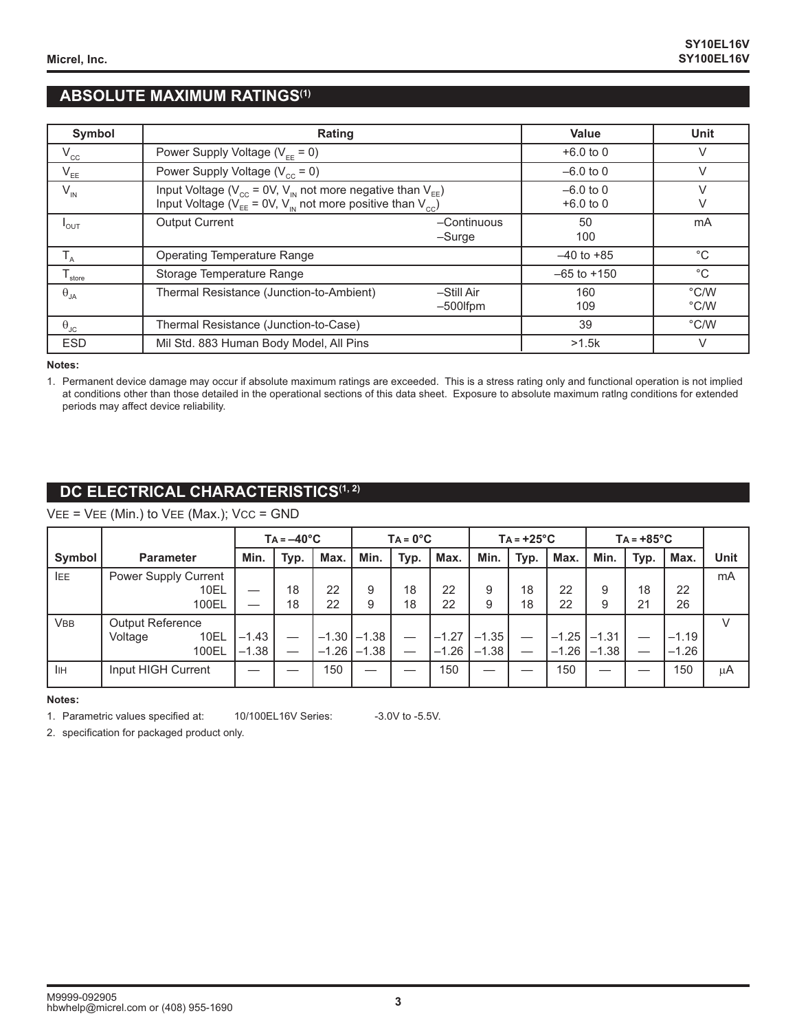## ABSOLUTE MAXIMUM RATINGS[1]

| Symbol | Rating | | Value | Unit |
|---|---|---|---|---|
| $V_{CC}$ | Power Supply Voltage ($V_{EE}$ = 0) | | +6.0 to 0 | V |
| $V_{EE}$ | Power Supply Voltage ($V_{CC}$ = 0) | | –6.0 to 0 | V |
| $V_{IN}$ | Input Voltage ($V_{CC}$ = 0V, $V_{IN}$ not more negative than $V_{EE}$)<br>Input Voltage ($V_{EE}$ = 0V, $V_{IN}$ not more positive than $V_{CC}$) | | –6.0 to 0<br>+6.0 to 0 | V<br>V |
| $I_{OUT}$ | Output Current | –Continuous<br>–Surge | 50<br>100 | mA |
| $T_A$ | Operating Temperature Range | | –40 to +85 | °C |
| $T_{store}$ | Storage Temperature Range | | –65 to +150 | °C |
| $\theta_{JA}$ | Thermal Resistance (Junction-to-Ambient) | –Still Air<br>–500lfpm | 160<br>109 | °C/W<br>°C/W |
| $\theta_{JC}$ | Thermal Resistance (Junction-to-Case) | | 39 | °C/W |
| ESD | Mil Std. 883 Human Body Model, All Pins | | >1.5k | V |

**Notes:**

1. Permanent device damage may occur if absolute maximum ratings are exceeded. This is a stress rating only and functional operation is not implied at conditions other than those detailed in the operational sections of this data sheet. Exposure to absolute maximum ratlng conditions for extended periods may affect device reliability.

## DC ELECTRICAL CHARACTERISTICS[1, 2]

$V_{EE}$ = $V_{EE}$ (Min.) to $V_{EE}$ (Max.); $V_{CC}$ = GND

| | | $T_A$ = –40°C | | | $T_A$ = 0°C | | | $T_A$ = +25°C | | | $T_A$ = +85°C | | | |
|---|---|---|---|---|---|---|---|---|---|---|---|---|---|---|
| Symbol | Parameter | Min. | Typ. | Max. | Min. | Typ. | Max. | Min. | Typ. | Max. | Min. | Typ. | Max. | Unit |
| $I_{EE}$ | Power Supply Current 10EL | — | 18 | 22 | 9 | 18 | 22 | 9 | 18 | 22 | 9 | 18 | 22 | mA |
| | 100EL | — | 18 | 22 | 9 | 18 | 22 | 9 | 18 | 22 | 9 | 21 | 26 | |
| $V_{BB}$ | Output Reference Voltage 10EL | –1.43 | — | –1.30 | –1.38 | — | –1.27 | –1.35 | — | –1.25 | –1.31 | — | –1.19 | V |
| | 100EL | –1.38 | — | –1.26 | –1.38 | — | –1.26 | –1.38 | — | –1.26 | –1.38 | — | –1.26 | |
| $I_{IH}$ | Input HIGH Current | — | — | 150 | — | — | 150 | — | — | 150 | — | — | 150 | μA |

**Notes:**

1. Parametric values specified at: 10/100EL16V Series: -3.0V to -5.5V.
2. specification for packaged product only.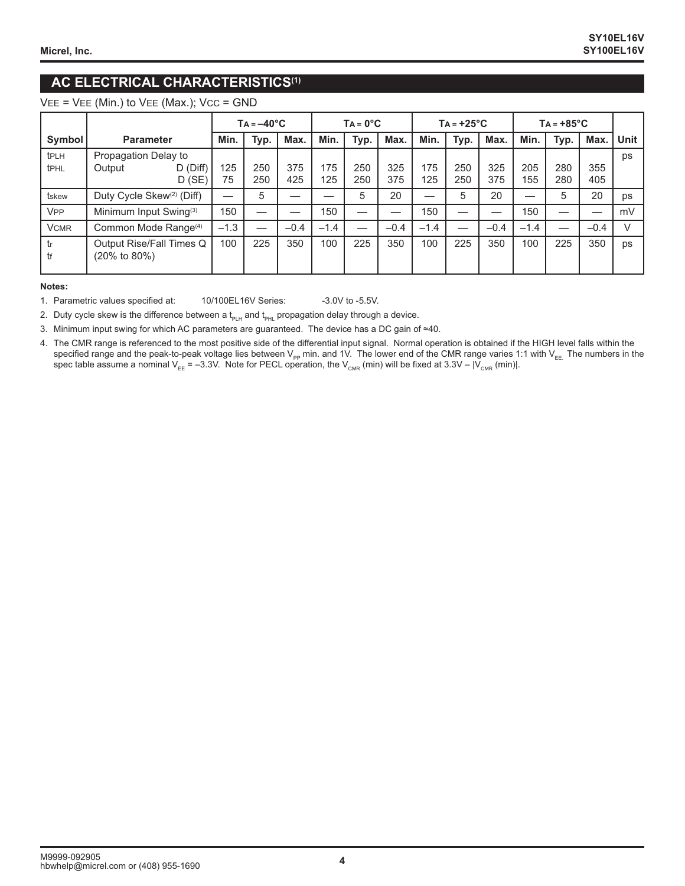## AC ELECTRICAL CHARACTERISTICS(1)

$V_{EE} = V_{EE}$ (Min.) to $V_{EE}$ (Max.); $V_{CC}$ = GND

| Symbol | Parameter | $T_A$ = –40°C | | | $T_A$ = 0°C | | | $T_A$ = +25°C | | | $T_A$ = +85°C | | | Unit |
|---|---|---|---|---|---|---|---|---|---|---|---|---|---|---|
| | | Min. | Typ. | Max. | Min. | Typ. | Max. | Min. | Typ. | Max. | Min. | Typ. | Max. | |
| $t_{PLH}$ $t_{PHL}$ | Propagation Delay to Output D (Diff) D (SE) | 125 75 | 250 250 | 375 425 | 175 125 | 250 250 | 325 375 | 175 125 | 250 250 | 325 375 | 205 155 | 280 280 | 355 405 | ps |
| $t_{skew}$ | Duty Cycle Skew(2) (Diff) | — | 5 | — | — | 5 | 20 | — | 5 | 20 | — | 5 | 20 | ps |
| $V_{PP}$ | Minimum Input Swing(3) | 150 | — | — | 150 | — | — | 150 | — | — | 150 | — | — | mV |
| $V_{CMR}$ | Common Mode Range(4) | –1.3 | — | –0.4 | –1.4 | — | –0.4 | –1.4 | — | –0.4 | –1.4 | — | –0.4 | V |
| $t_r$ $t_f$ | Output Rise/Fall Times Q (20% to 80%) | 100 | 225 | 350 | 100 | 225 | 350 | 100 | 225 | 350 | 100 | 225 | 350 | ps |

**Notes:**

1. Parametric values specified at: 10/100EL16V Series: -3.0V to -5.5V.
2. Duty cycle skew is the difference between a $t_{PLH}$ and $t_{PHL}$ propagation delay through a device.
3. Minimum input swing for which AC parameters are guaranteed. The device has a DC gain of ≈40.
4. The CMR range is referenced to the most positive side of the differential input signal. Normal operation is obtained if the HIGH level falls within the specified range and the peak-to-peak voltage lies between $V_{PP}$ min. and 1V. The lower end of the CMR range varies 1:1 with $V_{EE}$. The numbers in the spec table assume a nominal $V_{EE}$ = –3.3V. Note for PECL operation, the $V_{CMR}$ (min) will be fixed at 3.3V – $|V_{CMR}$ (min)$|$.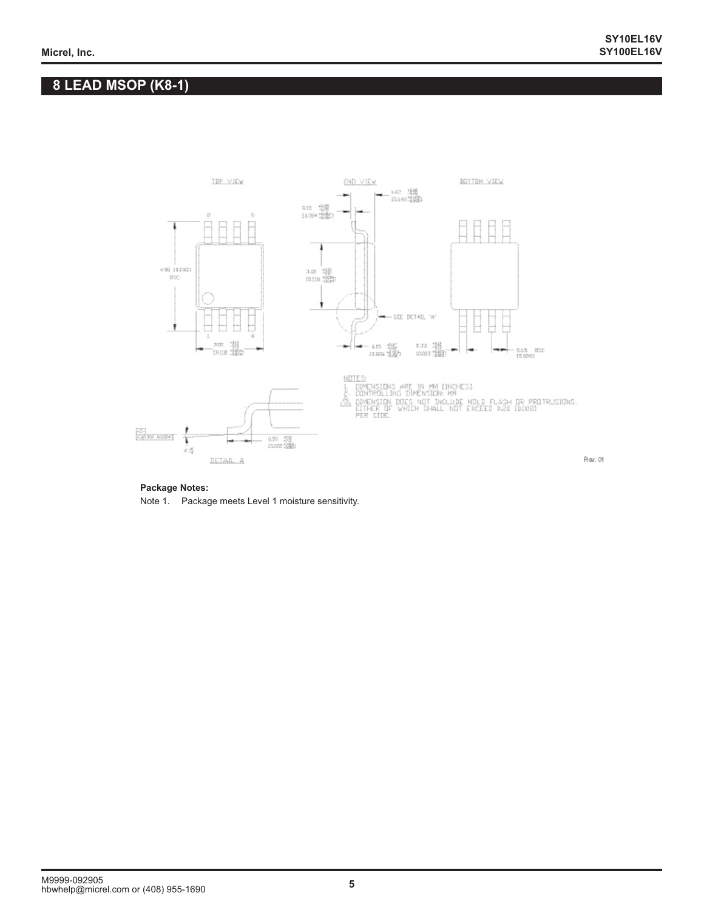## 8 LEAD MSOP (K8-1)

NOTES:
1. DIMENSIONS ARE IN MM [INCHES].
2. CONTROLLING DIMENSION: MM
3. DIMENSION DOES NOT INCLUDE MOLD FLASH OR PROTRUSIONS. EITHER OF WHICH SHALL NOT EXCEED 0.20 [0.008] PER SIDE.

**Package Notes:**

Note 1. Package meets Level 1 moisture sensitivity.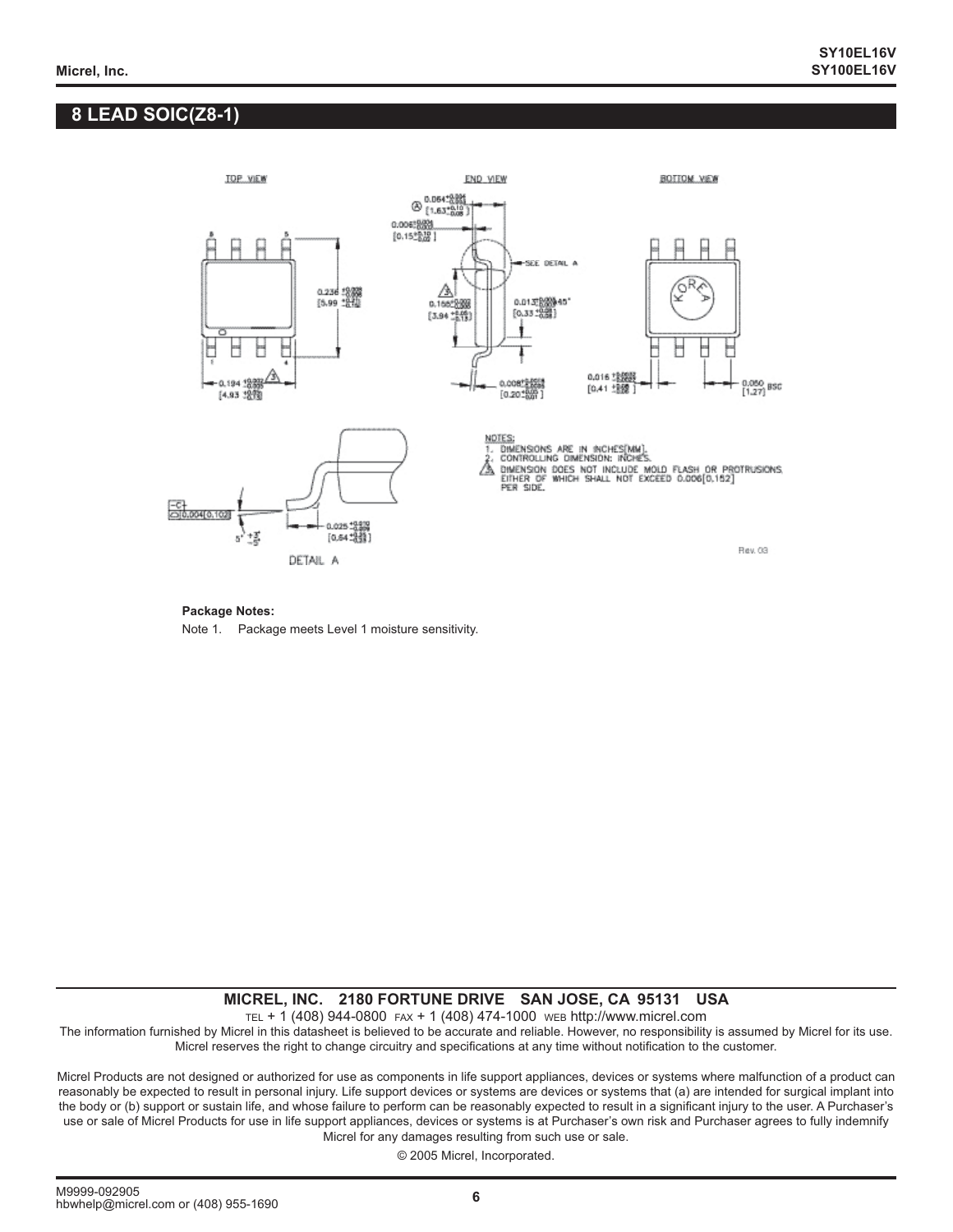## 8 LEAD SOIC(Z8-1)

TOP VIEW

END VIEW

BOTTOM VIEW

0.064 +0.004/-0.003 [1.63 +0.10/-0.08]

0.006 +0.004/-0.002 [0.15 +0.10/-0.05]

SEE DETAIL A

0.236 +0.008/-0.006 [5.99 +0.21/-0.16]

0.155 +0.002/-0.005 [3.94 +0.05/-0.13]

0.013 +0.005/-0.000 x45° [0.33 +0.13/-0.00]

0.194 +0.002/-0.003 [4.93 +0.05/-0.08]

0.008 +0.0018/-0.0004 [0.20 +0.05/-0.01]

0.016 +0.0032/-0.0027 [0.41 +0.08/-0.07]

0.050 [1.27] BSC

KOREA

0.004[0.102]

5° +3°/-5°

0.025 +0.010/-0.009 [0.64 +0.25/-0.23]

DETAIL A

NOTES:
1. DIMENSIONS ARE IN INCHES[MM].
2. CONTROLLING DIMENSION: INCHES.
3. DIMENSION DOES NOT INCLUDE MOLD FLASH OR PROTRUSIONS, EITHER OF WHICH SHALL NOT EXCEED 0.006[0.152] PER SIDE.

Rev. 03

**Package Notes:**

Note 1. Package meets Level 1 moisture sensitivity.

**MICREL, INC. 2180 FORTUNE DRIVE SAN JOSE, CA 95131 USA**

TEL + 1 (408) 944-0800 FAX + 1 (408) 474-1000 WEB http://www.micrel.com

The information furnished by Micrel in this datasheet is believed to be accurate and reliable. However, no responsibility is assumed by Micrel for its use. Micrel reserves the right to change circuitry and specifications at any time without notification to the customer.

Micrel Products are not designed or authorized for use as components in life support appliances, devices or systems where malfunction of a product can reasonably be expected to result in personal injury. Life support devices or systems are devices or systems that (a) are intended for surgical implant into the body or (b) support or sustain life, and whose failure to perform can be reasonably expected to result in a significant injury to the user. A Purchaser's use or sale of Micrel Products for use in life support appliances, devices or systems is at Purchaser's own risk and Purchaser agrees to fully indemnify Micrel for any damages resulting from such use or sale.

© 2005 Micrel, Incorporated.